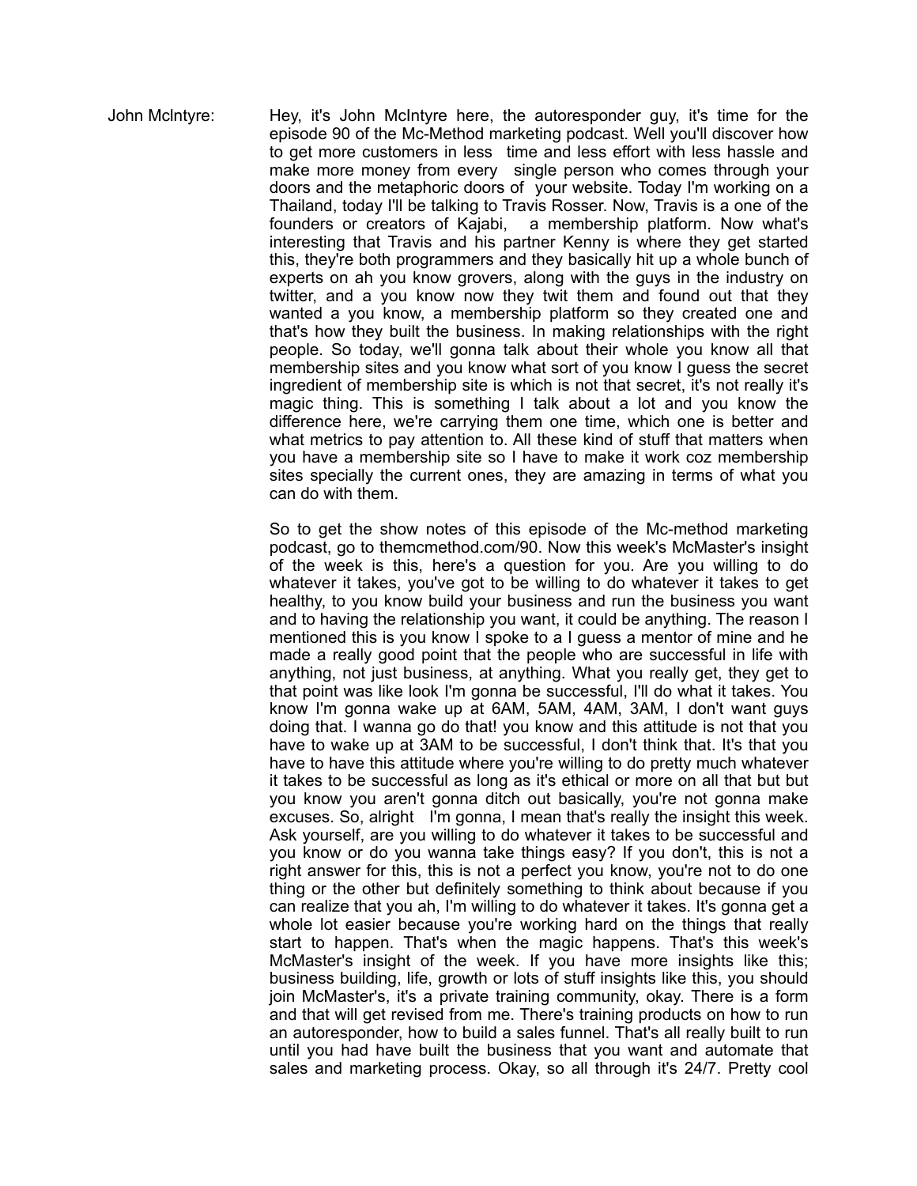John McIntyre: Hey, it's John McIntyre here, the autoresponder guy, it's time for the episode 90 of the Mc-Method marketing podcast. Well you'll discover how to get more customers in less time and less effort with less hassle and make more money from every single person who comes through your doors and the metaphoric doors of your website. Today I'm working on a Thailand, today I'll be talking to Travis Rosser. Now, Travis is a one of the founders or creators of Kajabi, a membership platform. Now what's interesting that Travis and his partner Kenny is where they get started this, they're both programmers and they basically hit up a whole bunch of experts on ah you know grovers, along with the guys in the industry on twitter, and a you know now they twit them and found out that they wanted a you know, a membership platform so they created one and that's how they built the business. In making relationships with the right people. So today, we'll gonna talk about their whole you know all that membership sites and you know what sort of you know I guess the secret ingredient of membership site is which is not that secret, it's not really it's magic thing. This is something I talk about a lot and you know the difference here, we're carrying them one time, which one is better and what metrics to pay attention to. All these kind of stuff that matters when you have a membership site so I have to make it work coz membership sites specially the current ones, they are amazing in terms of what you can do with them.

So to get the show notes of this episode of the Mc-method marketing podcast, go to themcmethod.com/90. Now this week's McMaster's insight of the week is this, here's a question for you. Are you willing to do whatever it takes, you've got to be willing to do whatever it takes to get healthy, to you know build your business and run the business you want and to having the relationship you want, it could be anything. The reason I mentioned this is you know I spoke to a I guess a mentor of mine and he made a really good point that the people who are successful in life with anything, not just business, at anything. What you really get, they get to that point was like look I'm gonna be successful, I'll do what it takes. You know I'm gonna wake up at 6AM, 5AM, 4AM, 3AM, I don't want guys doing that. I wanna go do that! you know and this attitude is not that you have to wake up at 3AM to be successful, I don't think that. It's that you have to have this attitude where you're willing to do pretty much whatever it takes to be successful as long as it's ethical or more on all that but but you know you aren't gonna ditch out basically, you're not gonna make excuses. So, alright I'm gonna, I mean that's really the insight this week. Ask yourself, are you willing to do whatever it takes to be successful and you know or do you wanna take things easy? If you don't, this is not a right answer for this, this is not a perfect you know, you're not to do one thing or the other but definitely something to think about because if you can realize that you ah, I'm willing to do whatever it takes. It's gonna get a whole lot easier because you're working hard on the things that really start to happen. That's when the magic happens. That's this week's McMaster's insight of the week. If you have more insights like this; business building, life, growth or lots of stuff insights like this, you should join McMaster's, it's a private training community, okay. There is a form and that will get revised from me. There's training products on how to run an autoresponder, how to build a sales funnel. That's all really built to run until you had have built the business that you want and automate that sales and marketing process. Okay, so all through it's 24/7. Pretty cool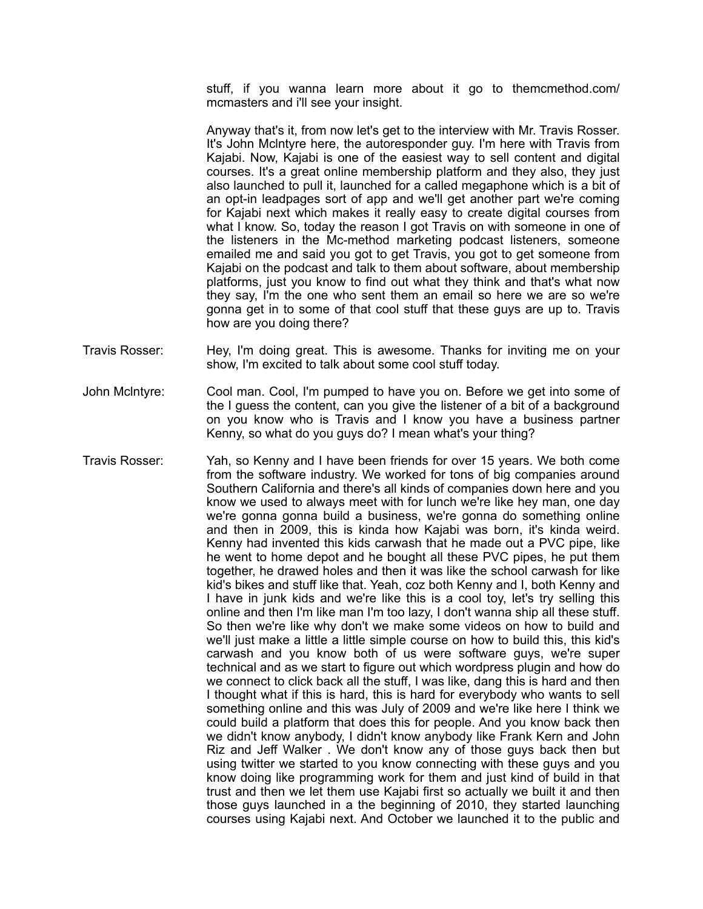stuff, if you wanna learn more about it go to themcmethod.com/mcmasters and i'll see your insight.

Anyway that's it, from now let's get to the interview with Mr. Travis Rosser. It's John McIntyre here, the autoresponder guy. I'm here with Travis from Kajabi. Now, Kajabi is one of the easiest way to sell content and digital courses. It's a great online membership platform and they also, they just also launched to pull it, launched for a called megaphone which is a bit of an opt-in leadpages sort of app and we'll get another part we're coming for Kajabi next which makes it really easy to create digital courses from what I know. So, today the reason I got Travis on with someone in one of the listeners in the Mc-method marketing podcast listeners, someone emailed me and said you got to get Travis, you got to get someone from Kajabi on the podcast and talk to them about software, about membership platforms, just you know to find out what they think and that's what now they say, I'm the one who sent them an email so here we are so we're gonna get in to some of that cool stuff that these guys are up to. Travis how are you doing there?

Travis Rosser: Hey, I'm doing great. This is awesome. Thanks for inviting me on your show, I'm excited to talk about some cool stuff today.

John McIntyre: Cool man. Cool, I'm pumped to have you on. Before we get into some of the I guess the content, can you give the listener of a bit of a background on you know who is Travis and I know you have a business partner Kenny, so what do you guys do? I mean what's your thing?

Travis Rosser: Yah, so Kenny and I have been friends for over 15 years. We both come from the software industry. We worked for tons of big companies around Southern California and there's all kinds of companies down here and you know we used to always meet with for lunch we're like hey man, one day we're gonna gonna build a business, we're gonna do something online and then in 2009, this is kinda how Kajabi was born, it's kinda weird. Kenny had invented this kids carwash that he made out a PVC pipe, like he went to home depot and he bought all these PVC pipes, he put them together, he drawed holes and then it was like the school carwash for like kid's bikes and stuff like that. Yeah, coz both Kenny and I, both Kenny and I have in junk kids and we're like this is a cool toy, let's try selling this online and then I'm like man I'm too lazy, I don't wanna ship all these stuff. So then we're like why don't we make some videos on how to build and we'll just make a little a little simple course on how to build this, this kid's carwash and you know both of us were software guys, we're super technical and as we start to figure out which wordpress plugin and how do we connect to click back all the stuff, I was like, dang this is hard and then I thought what if this is hard, this is hard for everybody who wants to sell something online and this was July of 2009 and we're like here I think we could build a platform that does this for people. And you know back then we didn't know anybody, I didn't know anybody like Frank Kern and John Riz and Jeff Walker . We don't know any of those guys back then but using twitter we started to you know connecting with these guys and you know doing like programming work for them and just kind of build in that trust and then we let them use Kajabi first so actually we built it and then those guys launched in a the beginning of 2010, they started launching courses using Kajabi next. And October we launched it to the public and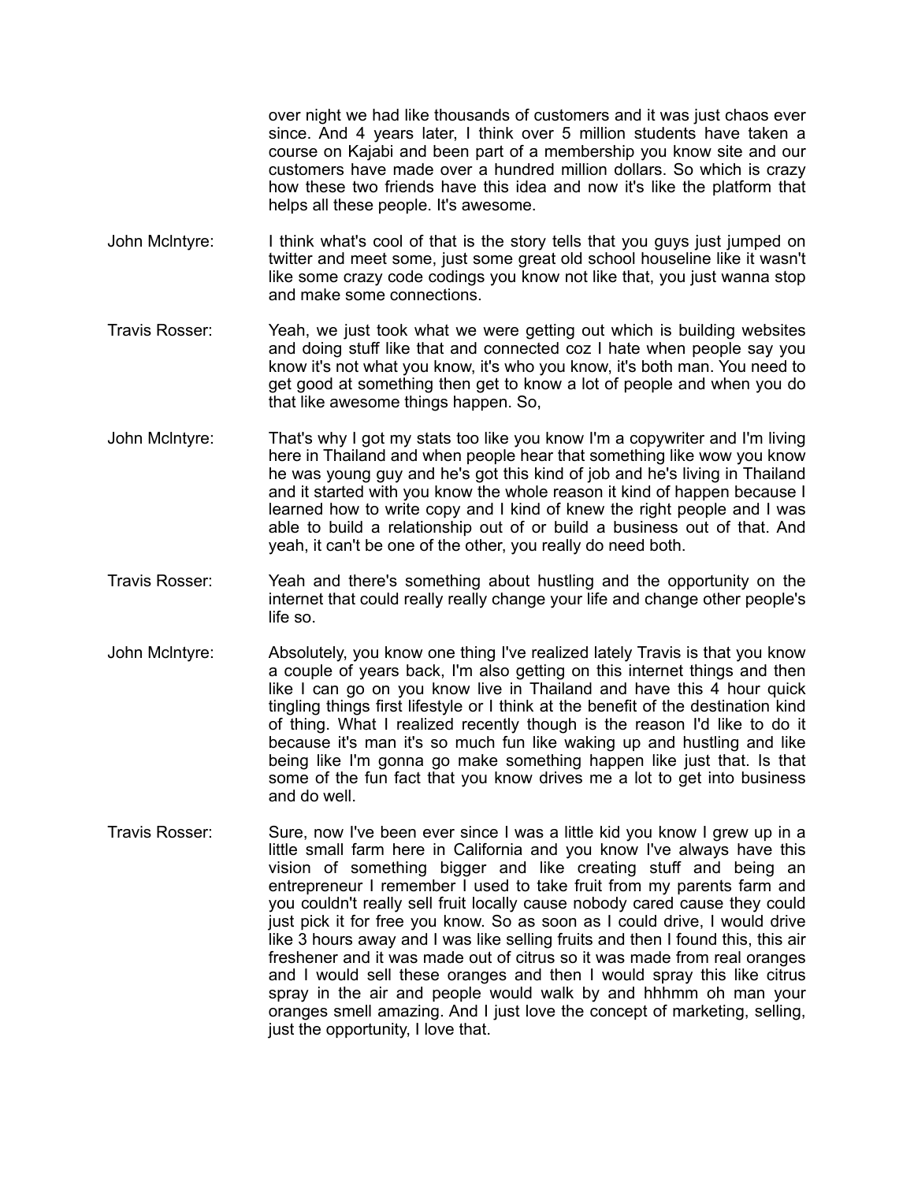over night we had like thousands of customers and it was just chaos ever since. And 4 years later, I think over 5 million students have taken a course on Kajabi and been part of a membership you know site and our customers have made over a hundred million dollars. So which is crazy how these two friends have this idea and now it's like the platform that helps all these people. It's awesome.

John Mclntyre: I think what's cool of that is the story tells that you guys just jumped on twitter and meet some, just some great old school houseline like it wasn't like some crazy code codings you know not like that, you just wanna stop and make some connections.

Travis Rosser: Yeah, we just took what we were getting out which is building websites and doing stuff like that and connected coz I hate when people say you know it's not what you know, it's who you know, it's both man. You need to get good at something then get to know a lot of people and when you do that like awesome things happen. So,

John Mclntyre: That's why I got my stats too like you know I'm a copywriter and I'm living here in Thailand and when people hear that something like wow you know he was young guy and he's got this kind of job and he's living in Thailand and it started with you know the whole reason it kind of happen because I learned how to write copy and I kind of knew the right people and I was able to build a relationship out of or build a business out of that. And yeah, it can't be one of the other, you really do need both.

Travis Rosser: Yeah and there's something about hustling and the opportunity on the internet that could really really change your life and change other people's life so.

John Mclntyre: Absolutely, you know one thing I've realized lately Travis is that you know a couple of years back, I'm also getting on this internet things and then like I can go on you know live in Thailand and have this 4 hour quick tingling things first lifestyle or I think at the benefit of the destination kind of thing. What I realized recently though is the reason I'd like to do it because it's man it's so much fun like waking up and hustling and like being like I'm gonna go make something happen like just that. Is that some of the fun fact that you know drives me a lot to get into business and do well.

Travis Rosser: Sure, now I've been ever since I was a little kid you know I grew up in a little small farm here in California and you know I've always have this vision of something bigger and like creating stuff and being an entrepreneur I remember I used to take fruit from my parents farm and you couldn't really sell fruit locally cause nobody cared cause they could just pick it for free you know. So as soon as I could drive, I would drive like 3 hours away and I was like selling fruits and then I found this, this air freshener and it was made out of citrus so it was made from real oranges and I would sell these oranges and then I would spray this like citrus spray in the air and people would walk by and hhhmm oh man your oranges smell amazing. And I just love the concept of marketing, selling, just the opportunity, I love that.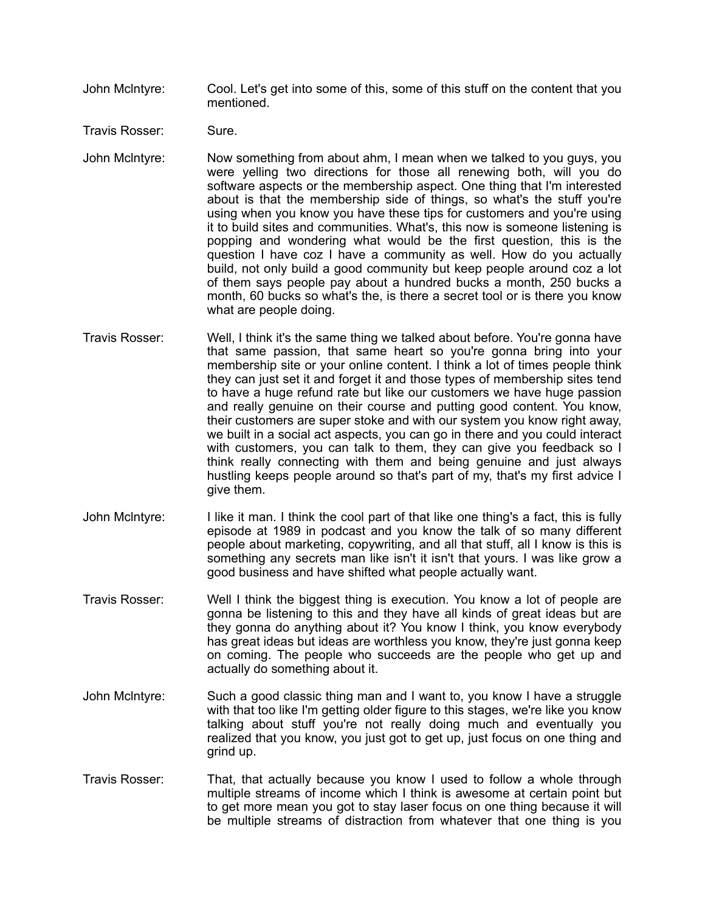John McIntyre: Cool. Let's get into some of this, some of this stuff on the content that you mentioned.

Travis Rosser: Sure.

John McIntyre: Now something from about ahm, I mean when we talked to you guys, you were yelling two directions for those all renewing both, will you do software aspects or the membership aspect. One thing that I'm interested about is that the membership side of things, so what's the stuff you're using when you know you have these tips for customers and you're using it to build sites and communities. What's, this now is someone listening is popping and wondering what would be the first question, this is the question I have coz I have a community as well. How do you actually build, not only build a good community but keep people around coz a lot of them says people pay about a hundred bucks a month, 250 bucks a month, 60 bucks so what's the, is there a secret tool or is there you know what are people doing.

Travis Rosser: Well, I think it's the same thing we talked about before. You're gonna have that same passion, that same heart so you're gonna bring into your membership site or your online content. I think a lot of times people think they can just set it and forget it and those types of membership sites tend to have a huge refund rate but like our customers we have huge passion and really genuine on their course and putting good content. You know, their customers are super stoke and with our system you know right away, we built in a social act aspects, you can go in there and you could interact with customers, you can talk to them, they can give you feedback so I think really connecting with them and being genuine and just always hustling keeps people around so that's part of my, that's my first advice I give them.

John McIntyre: I like it man. I think the cool part of that like one thing's a fact, this is fully episode at 1989 in podcast and you know the talk of so many different people about marketing, copywriting, and all that stuff, all I know is this is something any secrets man like isn't it isn't that yours. I was like grow a good business and have shifted what people actually want.

Travis Rosser: Well I think the biggest thing is execution. You know a lot of people are gonna be listening to this and they have all kinds of great ideas but are they gonna do anything about it? You know I think, you know everybody has great ideas but ideas are worthless you know, they're just gonna keep on coming. The people who succeeds are the people who get up and actually do something about it.

John McIntyre: Such a good classic thing man and I want to, you know I have a struggle with that too like I'm getting older figure to this stages, we're like you know talking about stuff you're not really doing much and eventually you realized that you know, you just got to get up, just focus on one thing and grind up.

Travis Rosser: That, that actually because you know I used to follow a whole through multiple streams of income which I think is awesome at certain point but to get more mean you got to stay laser focus on one thing because it will be multiple streams of distraction from whatever that one thing is you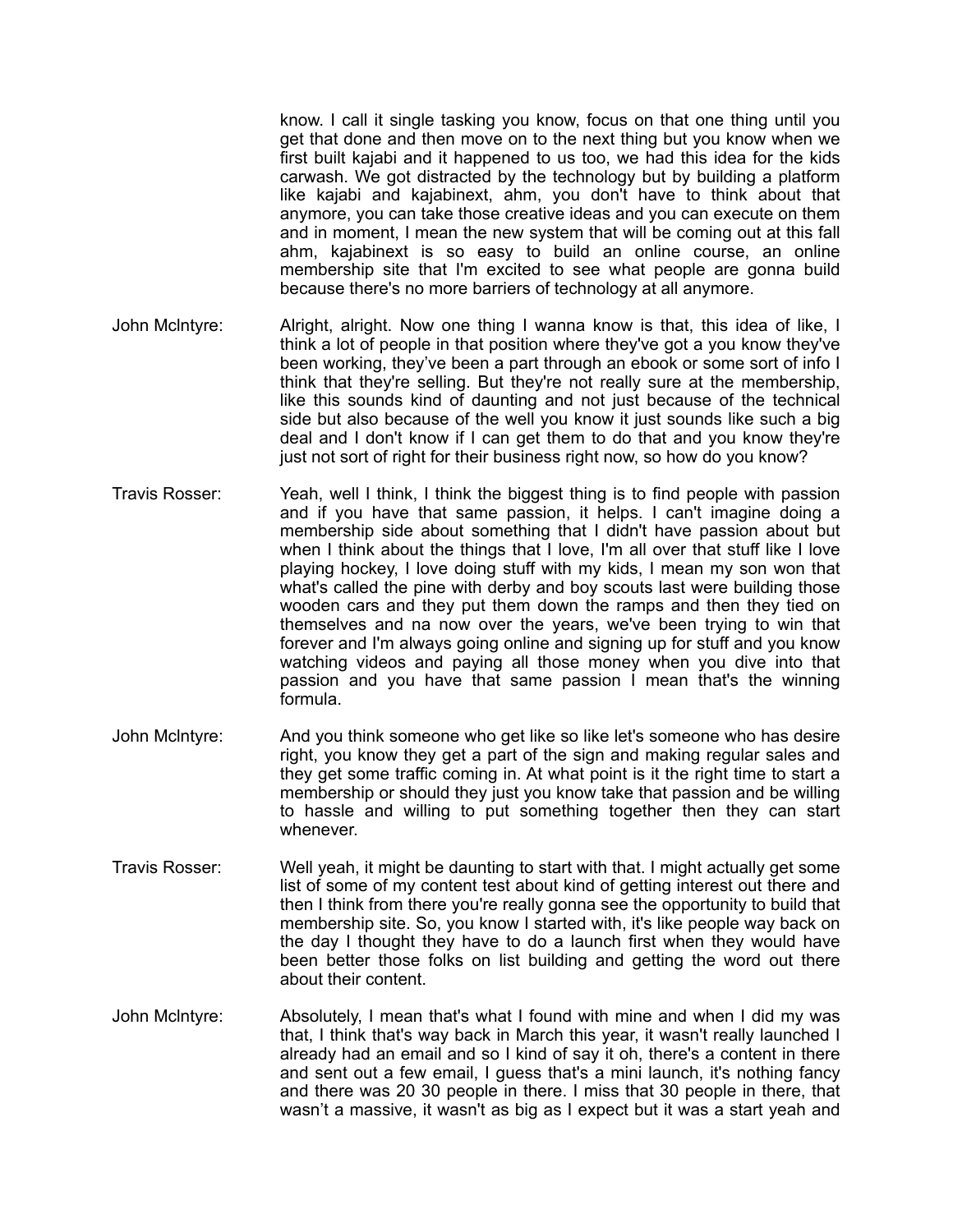know. I call it single tasking you know, focus on that one thing until you get that done and then move on to the next thing but you know when we first built kajabi and it happened to us too, we had this idea for the kids carwash. We got distracted by the technology but by building a platform like kajabi and kajabinext, ahm, you don't have to think about that anymore, you can take those creative ideas and you can execute on them and in moment, I mean the new system that will be coming out at this fall ahm, kajabinext is so easy to build an online course, an online membership site that I'm excited to see what people are gonna build because there's no more barriers of technology at all anymore.

John McIntyre: Alright, alright. Now one thing I wanna know is that, this idea of like, I think a lot of people in that position where they've got a you know they've been working, they've been a part through an ebook or some sort of info I think that they're selling. But they're not really sure at the membership, like this sounds kind of daunting and not just because of the technical side but also because of the well you know it just sounds like such a big deal and I don't know if I can get them to do that and you know they're just not sort of right for their business right now, so how do you know?

Travis Rosser: Yeah, well I think, I think the biggest thing is to find people with passion and if you have that same passion, it helps. I can't imagine doing a membership side about something that I didn't have passion about but when I think about the things that I love, I'm all over that stuff like I love playing hockey, I love doing stuff with my kids, I mean my son won that what's called the pine with derby and boy scouts last were building those wooden cars and they put them down the ramps and then they tied on themselves and na now over the years, we've been trying to win that forever and I'm always going online and signing up for stuff and you know watching videos and paying all those money when you dive into that passion and you have that same passion I mean that's the winning formula.

John McIntyre: And you think someone who get like so like let's someone who has desire right, you know they get a part of the sign and making regular sales and they get some traffic coming in. At what point is it the right time to start a membership or should they just you know take that passion and be willing to hassle and willing to put something together then they can start whenever.

Travis Rosser: Well yeah, it might be daunting to start with that. I might actually get some list of some of my content test about kind of getting interest out there and then I think from there you're really gonna see the opportunity to build that membership site. So, you know I started with, it's like people way back on the day I thought they have to do a launch first when they would have been better those folks on list building and getting the word out there about their content.

John McIntyre: Absolutely, I mean that's what I found with mine and when I did my was that, I think that's way back in March this year, it wasn't really launched I already had an email and so I kind of say it oh, there's a content in there and sent out a few email, I guess that's a mini launch, it's nothing fancy and there was 20 30 people in there. I miss that 30 people in there, that wasn't a massive, it wasn't as big as I expect but it was a start yeah and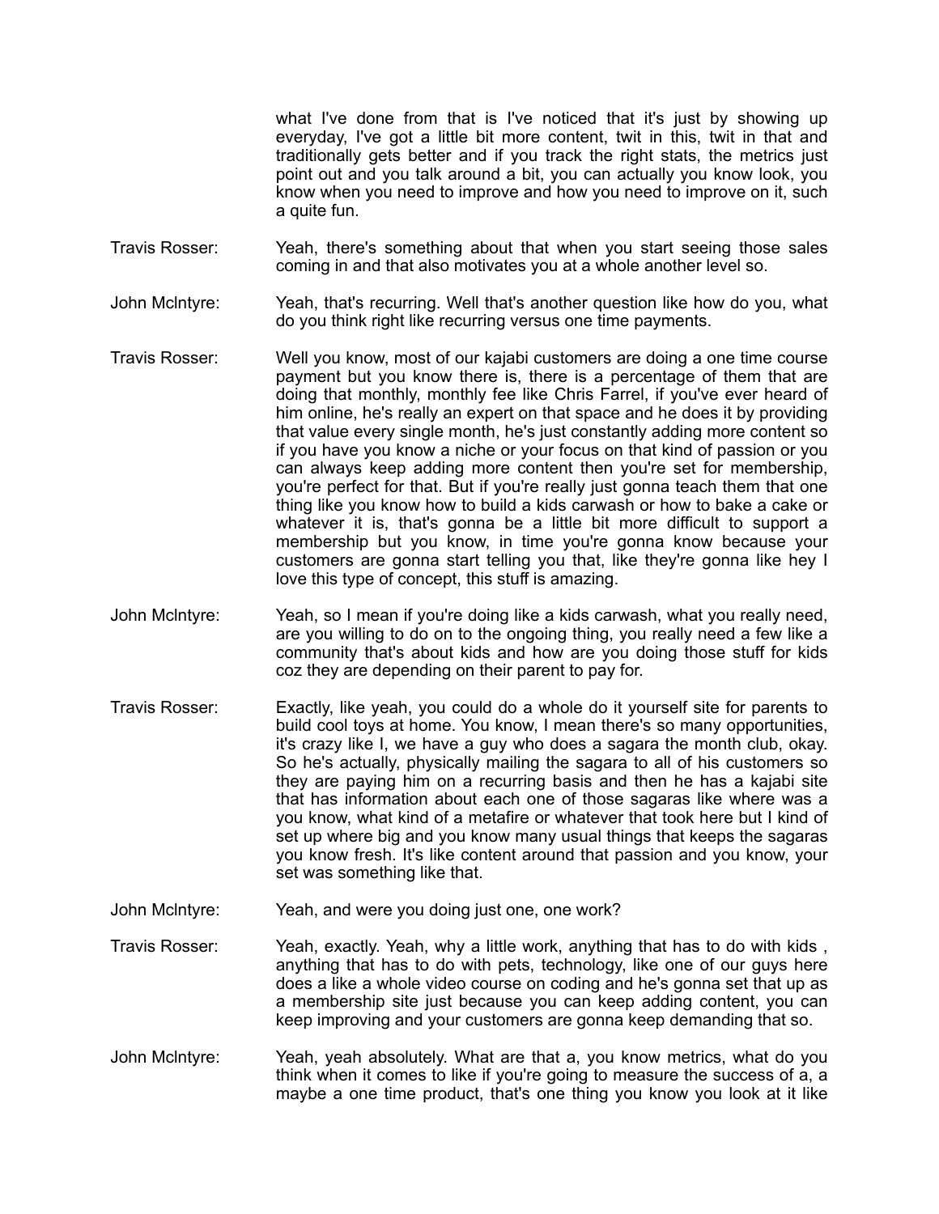what I've done from that is I've noticed that it's just by showing up everyday, I've got a little bit more content, twit in this, twit in that and traditionally gets better and if you track the right stats, the metrics just point out and you talk around a bit, you can actually you know look, you know when you need to improve and how you need to improve on it, such a quite fun.

Travis Rosser: Yeah, there's something about that when you start seeing those sales coming in and that also motivates you at a whole another level so.

John McIntyre: Yeah, that's recurring. Well that's another question like how do you, what do you think right like recurring versus one time payments.

Travis Rosser: Well you know, most of our kajabi customers are doing a one time course payment but you know there is, there is a percentage of them that are doing that monthly, monthly fee like Chris Farrel, if you've ever heard of him online, he's really an expert on that space and he does it by providing that value every single month, he's just constantly adding more content so if you have you know a niche or your focus on that kind of passion or you can always keep adding more content then you're set for membership, you're perfect for that. But if you're really just gonna teach them that one thing like you know how to build a kids carwash or how to bake a cake or whatever it is, that's gonna be a little bit more difficult to support a membership but you know, in time you're gonna know because your customers are gonna start telling you that, like they're gonna like hey I love this type of concept, this stuff is amazing.

John McIntyre: Yeah, so I mean if you're doing like a kids carwash, what you really need, are you willing to do on to the ongoing thing, you really need a few like a community that's about kids and how are you doing those stuff for kids coz they are depending on their parent to pay for.

Travis Rosser: Exactly, like yeah, you could do a whole do it yourself site for parents to build cool toys at home. You know, I mean there's so many opportunities, it's crazy like I, we have a guy who does a sagara the month club, okay. So he's actually, physically mailing the sagara to all of his customers so they are paying him on a recurring basis and then he has a kajabi site that has information about each one of those sagaras like where was a you know, what kind of a metafire or whatever that took here but I kind of set up where big and you know many usual things that keeps the sagaras you know fresh. It's like content around that passion and you know, your set was something like that.

John McIntyre: Yeah, and were you doing just one, one work?

Travis Rosser: Yeah, exactly. Yeah, why a little work, anything that has to do with kids , anything that has to do with pets, technology, like one of our guys here does a like a whole video course on coding and he's gonna set that up as a membership site just because you can keep adding content, you can keep improving and your customers are gonna keep demanding that so.

John McIntyre: Yeah, yeah absolutely. What are that a, you know metrics, what do you think when it comes to like if you're going to measure the success of a, a maybe a one time product, that's one thing you know you look at it like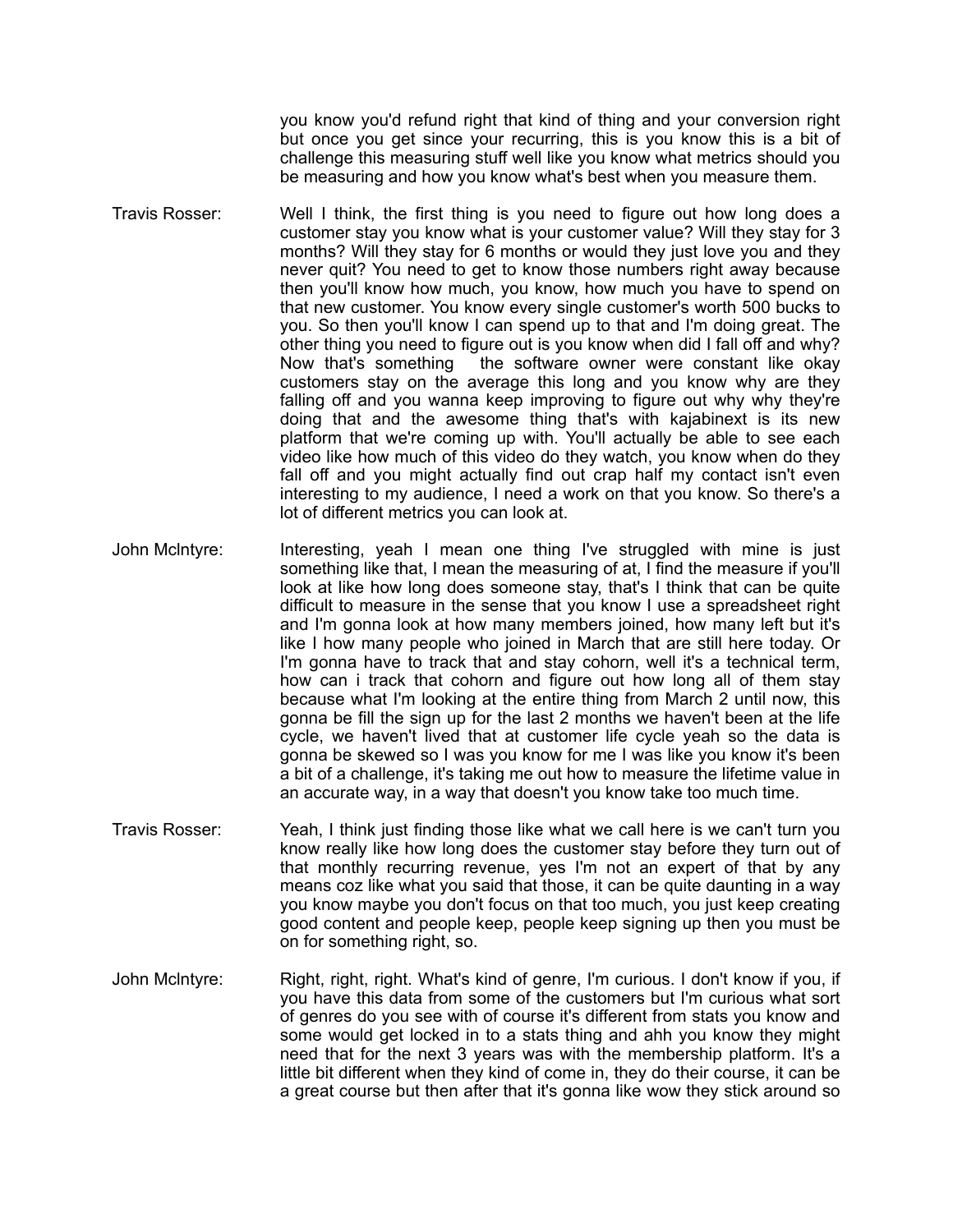you know you'd refund right that kind of thing and your conversion right but once you get since your recurring, this is you know this is a bit of challenge this measuring stuff well like you know what metrics should you be measuring and how you know what's best when you measure them.

Travis Rosser: Well I think, the first thing is you need to figure out how long does a customer stay you know what is your customer value? Will they stay for 3 months? Will they stay for 6 months or would they just love you and they never quit? You need to get to know those numbers right away because then you'll know how much, you know, how much you have to spend on that new customer. You know every single customer's worth 500 bucks to you. So then you'll know I can spend up to that and I'm doing great. The other thing you need to figure out is you know when did I fall off and why? Now that's something the software owner were constant like okay customers stay on the average this long and you know why are they falling off and you wanna keep improving to figure out why why they're doing that and the awesome thing that's with kajabinext is its new platform that we're coming up with. You'll actually be able to see each video like how much of this video do they watch, you know when do they fall off and you might actually find out crap half my contact isn't even interesting to my audience, I need a work on that you know. So there's a lot of different metrics you can look at.

John McIntyre: Interesting, yeah I mean one thing I've struggled with mine is just something like that, I mean the measuring of at, I find the measure if you'll look at like how long does someone stay, that's I think that can be quite difficult to measure in the sense that you know I use a spreadsheet right and I'm gonna look at how many members joined, how many left but it's like I how many people who joined in March that are still here today. Or I'm gonna have to track that and stay cohorn, well it's a technical term, how can i track that cohorn and figure out how long all of them stay because what I'm looking at the entire thing from March 2 until now, this gonna be fill the sign up for the last 2 months we haven't been at the life cycle, we haven't lived that at customer life cycle yeah so the data is gonna be skewed so I was you know for me I was like you know it's been a bit of a challenge, it's taking me out how to measure the lifetime value in an accurate way, in a way that doesn't you know take too much time.

Travis Rosser: Yeah, I think just finding those like what we call here is we can't turn you know really like how long does the customer stay before they turn out of that monthly recurring revenue, yes I'm not an expert of that by any means coz like what you said that those, it can be quite daunting in a way you know maybe you don't focus on that too much, you just keep creating good content and people keep, people keep signing up then you must be on for something right, so.

John McIntyre: Right, right, right. What's kind of genre, I'm curious. I don't know if you, if you have this data from some of the customers but I'm curious what sort of genres do you see with of course it's different from stats you know and some would get locked in to a stats thing and ahh you know they might need that for the next 3 years was with the membership platform. It's a little bit different when they kind of come in, they do their course, it can be a great course but then after that it's gonna like wow they stick around so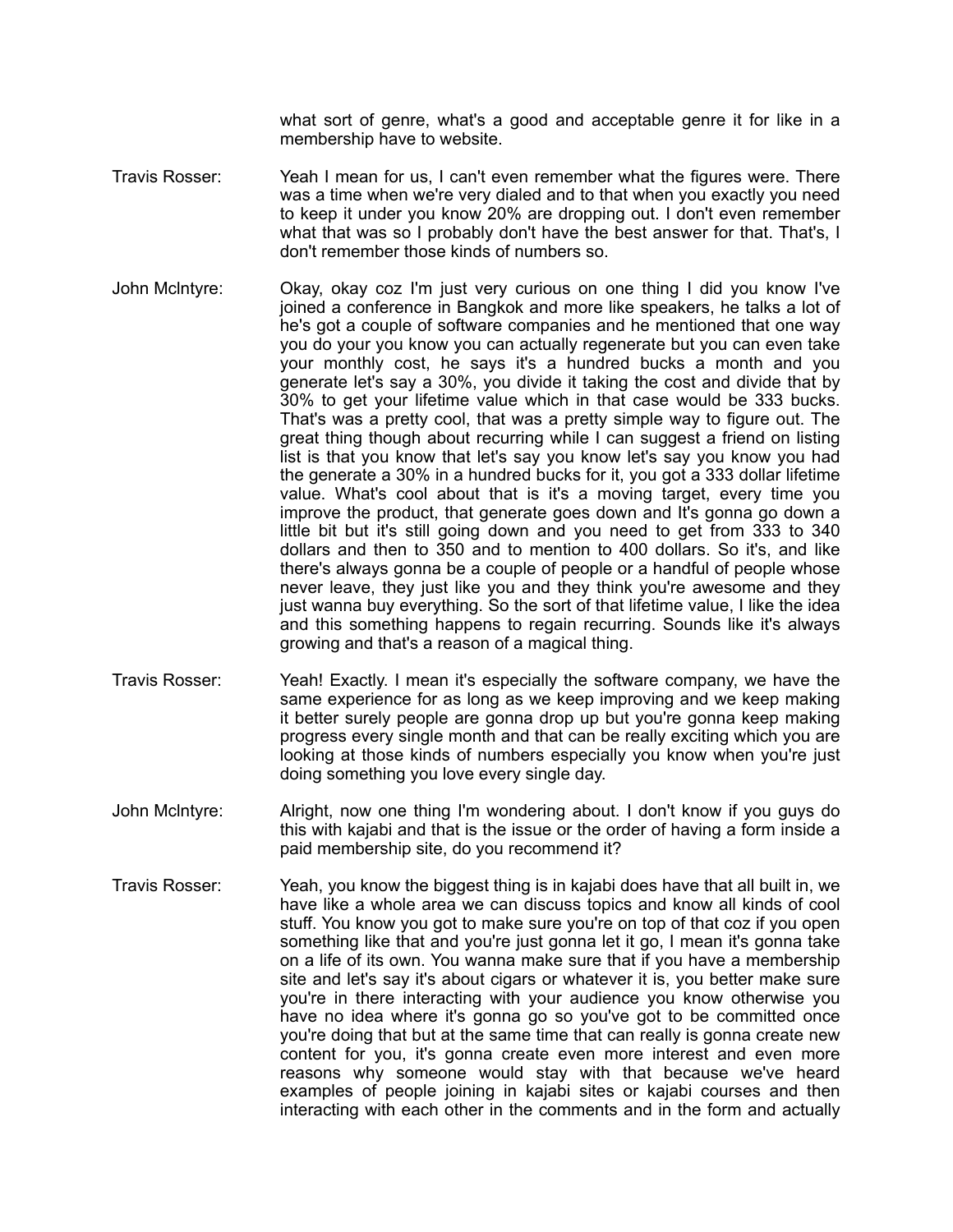what sort of genre, what's a good and acceptable genre it for like in a membership have to website.

Travis Rosser: Yeah I mean for us, I can't even remember what the figures were. There was a time when we're very dialed and to that when you exactly you need to keep it under you know 20% are dropping out. I don't even remember what that was so I probably don't have the best answer for that. That's, I don't remember those kinds of numbers so.

John McIntyre: Okay, okay coz I'm just very curious on one thing I did you know I've joined a conference in Bangkok and more like speakers, he talks a lot of he's got a couple of software companies and he mentioned that one way you do your you know you can actually regenerate but you can even take your monthly cost, he says it's a hundred bucks a month and you generate let's say a 30%, you divide it taking the cost and divide that by 30% to get your lifetime value which in that case would be 333 bucks. That's was a pretty cool, that was a pretty simple way to figure out. The great thing though about recurring while I can suggest a friend on listing list is that you know that let's say you know let's say you know you had the generate a 30% in a hundred bucks for it, you got a 333 dollar lifetime value. What's cool about that is it's a moving target, every time you improve the product, that generate goes down and It's gonna go down a little bit but it's still going down and you need to get from 333 to 340 dollars and then to 350 and to mention to 400 dollars. So it's, and like there's always gonna be a couple of people or a handful of people whose never leave, they just like you and they think you're awesome and they just wanna buy everything. So the sort of that lifetime value, I like the idea and this something happens to regain recurring. Sounds like it's always growing and that's a reason of a magical thing.

Travis Rosser: Yeah! Exactly. I mean it's especially the software company, we have the same experience for as long as we keep improving and we keep making it better surely people are gonna drop up but you're gonna keep making progress every single month and that can be really exciting which you are looking at those kinds of numbers especially you know when you're just doing something you love every single day.

John McIntyre: Alright, now one thing I'm wondering about. I don't know if you guys do this with kajabi and that is the issue or the order of having a form inside a paid membership site, do you recommend it?

Travis Rosser: Yeah, you know the biggest thing is in kajabi does have that all built in, we have like a whole area we can discuss topics and know all kinds of cool stuff. You know you got to make sure you're on top of that coz if you open something like that and you're just gonna let it go, I mean it's gonna take on a life of its own. You wanna make sure that if you have a membership site and let's say it's about cigars or whatever it is, you better make sure you're in there interacting with your audience you know otherwise you have no idea where it's gonna go so you've got to be committed once you're doing that but at the same time that can really is gonna create new content for you, it's gonna create even more interest and even more reasons why someone would stay with that because we've heard examples of people joining in kajabi sites or kajabi courses and then interacting with each other in the comments and in the form and actually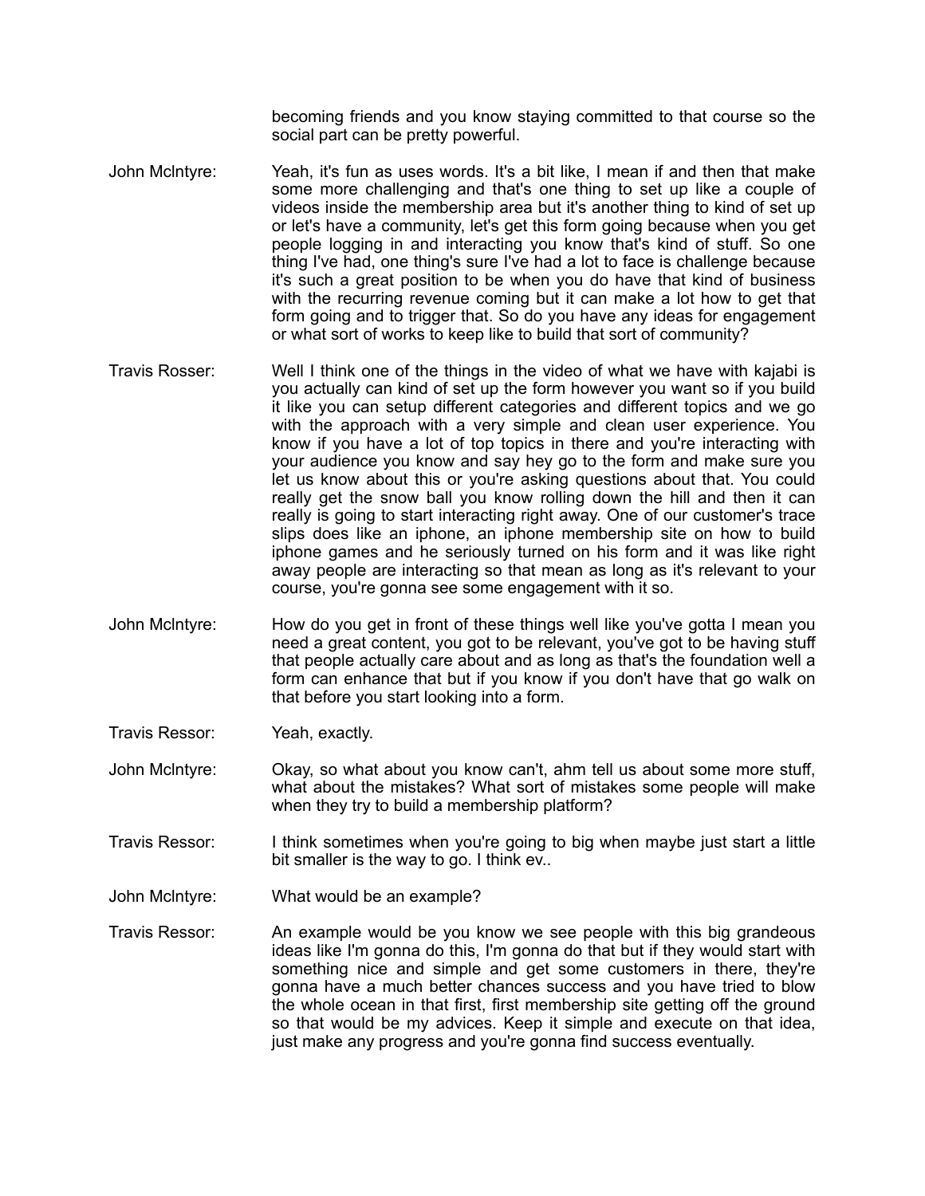becoming friends and you know staying committed to that course so the social part can be pretty powerful.

John McIntyre: Yeah, it's fun as uses words. It's a bit like, I mean if and then that make some more challenging and that's one thing to set up like a couple of videos inside the membership area but it's another thing to kind of set up or let's have a community, let's get this form going because when you get people logging in and interacting you know that's kind of stuff. So one thing I've had, one thing's sure I've had a lot to face is challenge because it's such a great position to be when you do have that kind of business with the recurring revenue coming but it can make a lot how to get that form going and to trigger that. So do you have any ideas for engagement or what sort of works to keep like to build that sort of community?

Travis Rosser: Well I think one of the things in the video of what we have with kajabi is you actually can kind of set up the form however you want so if you build it like you can setup different categories and different topics and we go with the approach with a very simple and clean user experience. You know if you have a lot of top topics in there and you're interacting with your audience you know and say hey go to the form and make sure you let us know about this or you're asking questions about that. You could really get the snow ball you know rolling down the hill and then it can really is going to start interacting right away. One of our customer's trace slips does like an iphone, an iphone membership site on how to build iphone games and he seriously turned on his form and it was like right away people are interacting so that mean as long as it's relevant to your course, you're gonna see some engagement with it so.

John McIntyre: How do you get in front of these things well like you've gotta I mean you need a great content, you got to be relevant, you've got to be having stuff that people actually care about and as long as that's the foundation well a form can enhance that but if you know if you don't have that go walk on that before you start looking into a form.

Travis Ressor: Yeah, exactly.

John McIntyre: Okay, so what about you know can't, ahm tell us about some more stuff, what about the mistakes? What sort of mistakes some people will make when they try to build a membership platform?

Travis Ressor: I think sometimes when you're going to big when maybe just start a little bit smaller is the way to go. I think ev..

John McIntyre: What would be an example?

Travis Ressor: An example would be you know we see people with this big grandeous ideas like I'm gonna do this, I'm gonna do that but if they would start with something nice and simple and get some customers in there, they're gonna have a much better chances success and you have tried to blow the whole ocean in that first, first membership site getting off the ground so that would be my advices. Keep it simple and execute on that idea, just make any progress and you're gonna find success eventually.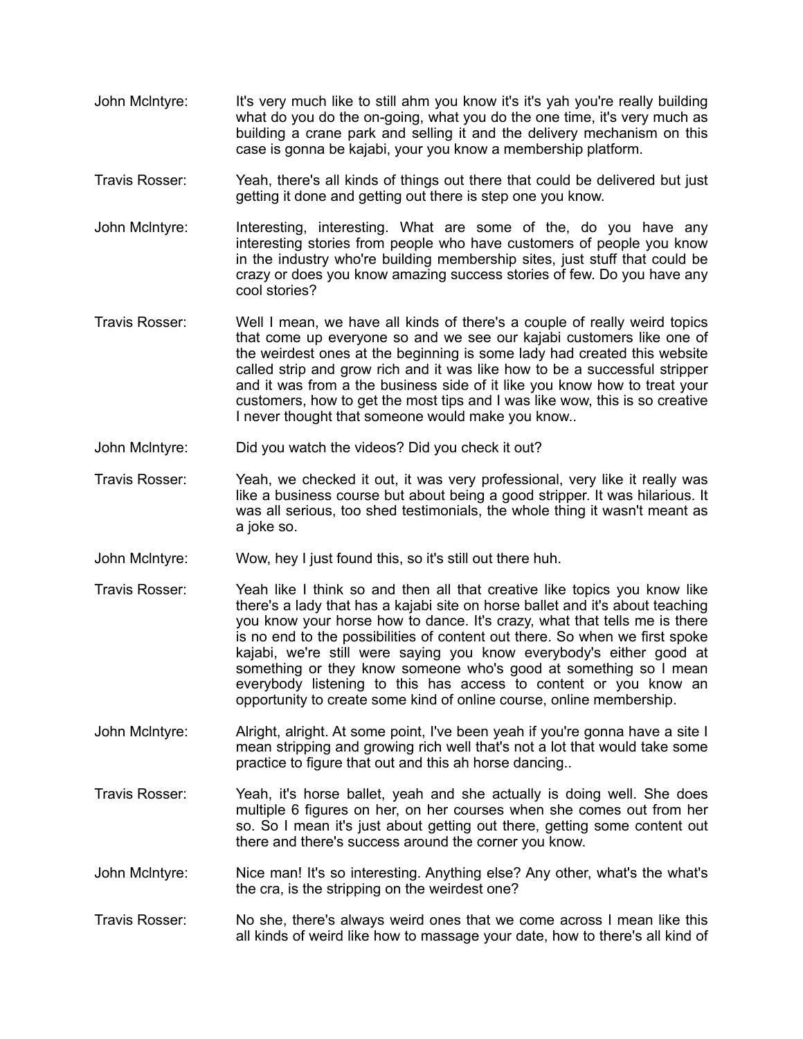John McIntyre: It's very much like to still ahm you know it's it's yah you're really building what do you do the on-going, what you do the one time, it's very much as building a crane park and selling it and the delivery mechanism on this case is gonna be kajabi, your you know a membership platform.

Travis Rosser: Yeah, there's all kinds of things out there that could be delivered but just getting it done and getting out there is step one you know.

John McIntyre: Interesting, interesting. What are some of the, do you have any interesting stories from people who have customers of people you know in the industry who're building membership sites, just stuff that could be crazy or does you know amazing success stories of few. Do you have any cool stories?

Travis Rosser: Well I mean, we have all kinds of there's a couple of really weird topics that come up everyone so and we see our kajabi customers like one of the weirdest ones at the beginning is some lady had created this website called strip and grow rich and it was like how to be a successful stripper and it was from a the business side of it like you know how to treat your customers, how to get the most tips and I was like wow, this is so creative I never thought that someone would make you know..

John McIntyre: Did you watch the videos? Did you check it out?

Travis Rosser: Yeah, we checked it out, it was very professional, very like it really was like a business course but about being a good stripper. It was hilarious. It was all serious, too shed testimonials, the whole thing it wasn't meant as a joke so.

John McIntyre: Wow, hey I just found this, so it's still out there huh.

Travis Rosser: Yeah like I think so and then all that creative like topics you know like there's a lady that has a kajabi site on horse ballet and it's about teaching you know your horse how to dance. It's crazy, what that tells me is there is no end to the possibilities of content out there. So when we first spoke kajabi, we're still were saying you know everybody's either good at something or they know someone who's good at something so I mean everybody listening to this has access to content or you know an opportunity to create some kind of online course, online membership.

John McIntyre: Alright, alright. At some point, I've been yeah if you're gonna have a site I mean stripping and growing rich well that's not a lot that would take some practice to figure that out and this ah horse dancing..

Travis Rosser: Yeah, it's horse ballet, yeah and she actually is doing well. She does multiple 6 figures on her, on her courses when she comes out from her so. So I mean it's just about getting out there, getting some content out there and there's success around the corner you know.

John McIntyre: Nice man! It's so interesting. Anything else? Any other, what's the what's the cra, is the stripping on the weirdest one?

Travis Rosser: No she, there's always weird ones that we come across I mean like this all kinds of weird like how to massage your date, how to there's all kind of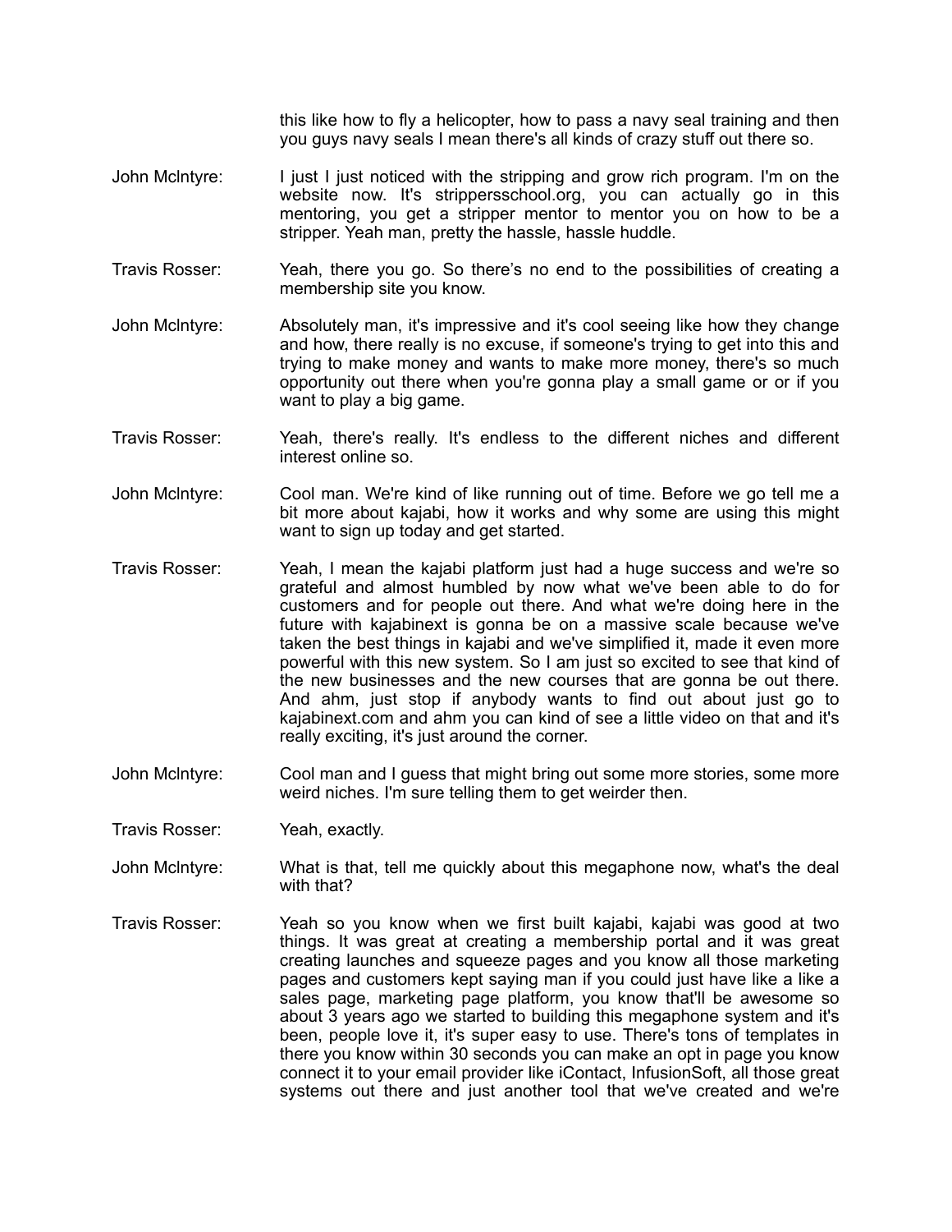this like how to fly a helicopter, how to pass a navy seal training and then you guys navy seals I mean there's all kinds of crazy stuff out there so.

John McIntyre: I just I just noticed with the stripping and grow rich program. I'm on the website now. It's strippersschool.org, you can actually go in this mentoring, you get a stripper mentor to mentor you on how to be a stripper. Yeah man, pretty the hassle, hassle huddle.

Travis Rosser: Yeah, there you go. So there's no end to the possibilities of creating a membership site you know.

John McIntyre: Absolutely man, it's impressive and it's cool seeing like how they change and how, there really is no excuse, if someone's trying to get into this and trying to make money and wants to make more money, there's so much opportunity out there when you're gonna play a small game or or if you want to play a big game.

Travis Rosser: Yeah, there's really. It's endless to the different niches and different interest online so.

John McIntyre: Cool man. We're kind of like running out of time. Before we go tell me a bit more about kajabi, how it works and why some are using this might want to sign up today and get started.

Travis Rosser: Yeah, I mean the kajabi platform just had a huge success and we're so grateful and almost humbled by now what we've been able to do for customers and for people out there. And what we're doing here in the future with kajabinext is gonna be on a massive scale because we've taken the best things in kajabi and we've simplified it, made it even more powerful with this new system. So I am just so excited to see that kind of the new businesses and the new courses that are gonna be out there. And ahm, just stop if anybody wants to find out about just go to kajabinext.com and ahm you can kind of see a little video on that and it's really exciting, it's just around the corner.

John McIntyre: Cool man and I guess that might bring out some more stories, some more weird niches. I'm sure telling them to get weirder then.

Travis Rosser: Yeah, exactly.

John McIntyre: What is that, tell me quickly about this megaphone now, what's the deal with that?

Travis Rosser: Yeah so you know when we first built kajabi, kajabi was good at two things. It was great at creating a membership portal and it was great creating launches and squeeze pages and you know all those marketing pages and customers kept saying man if you could just have like a like a sales page, marketing page platform, you know that'll be awesome so about 3 years ago we started to building this megaphone system and it's been, people love it, it's super easy to use. There's tons of templates in there you know within 30 seconds you can make an opt in page you know connect it to your email provider like iContact, InfusionSoft, all those great systems out there and just another tool that we've created and we're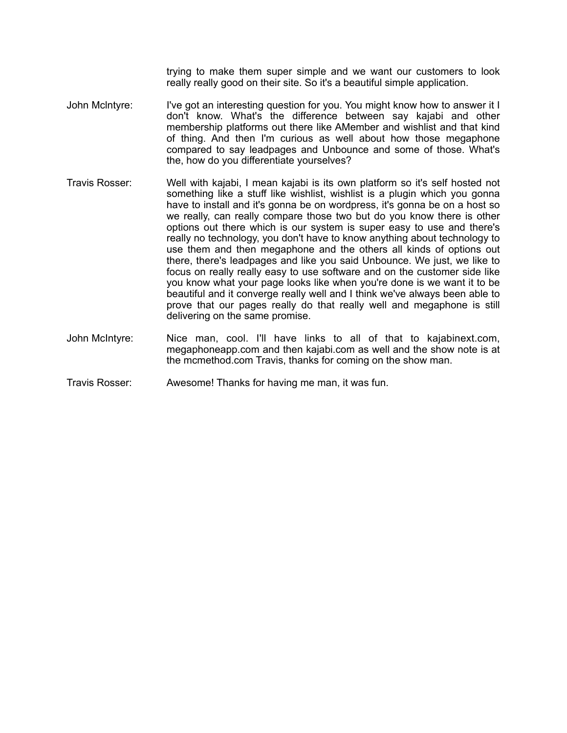trying to make them super simple and we want our customers to look really really good on their site. So it's a beautiful simple application.

John McIntyre: I've got an interesting question for you. You might know how to answer it I don't know. What's the difference between say kajabi and other membership platforms out there like AMember and wishlist and that kind of thing. And then I'm curious as well about how those megaphone compared to say leadpages and Unbounce and some of those. What's the, how do you differentiate yourselves?

Travis Rosser: Well with kajabi, I mean kajabi is its own platform so it's self hosted not something like a stuff like wishlist, wishlist is a plugin which you gonna have to install and it's gonna be on wordpress, it's gonna be on a host so we really, can really compare those two but do you know there is other options out there which is our system is super easy to use and there's really no technology, you don't have to know anything about technology to use them and then megaphone and the others all kinds of options out there, there's leadpages and like you said Unbounce. We just, we like to focus on really really easy to use software and on the customer side like you know what your page looks like when you're done is we want it to be beautiful and it converge really well and I think we've always been able to prove that our pages really do that really well and megaphone is still delivering on the same promise.

John McIntyre: Nice man, cool. I'll have links to all of that to kajabinext.com, megaphoneapp.com and then kajabi.com as well and the show note is at the mcmethod.com Travis, thanks for coming on the show man.

Travis Rosser: Awesome! Thanks for having me man, it was fun.